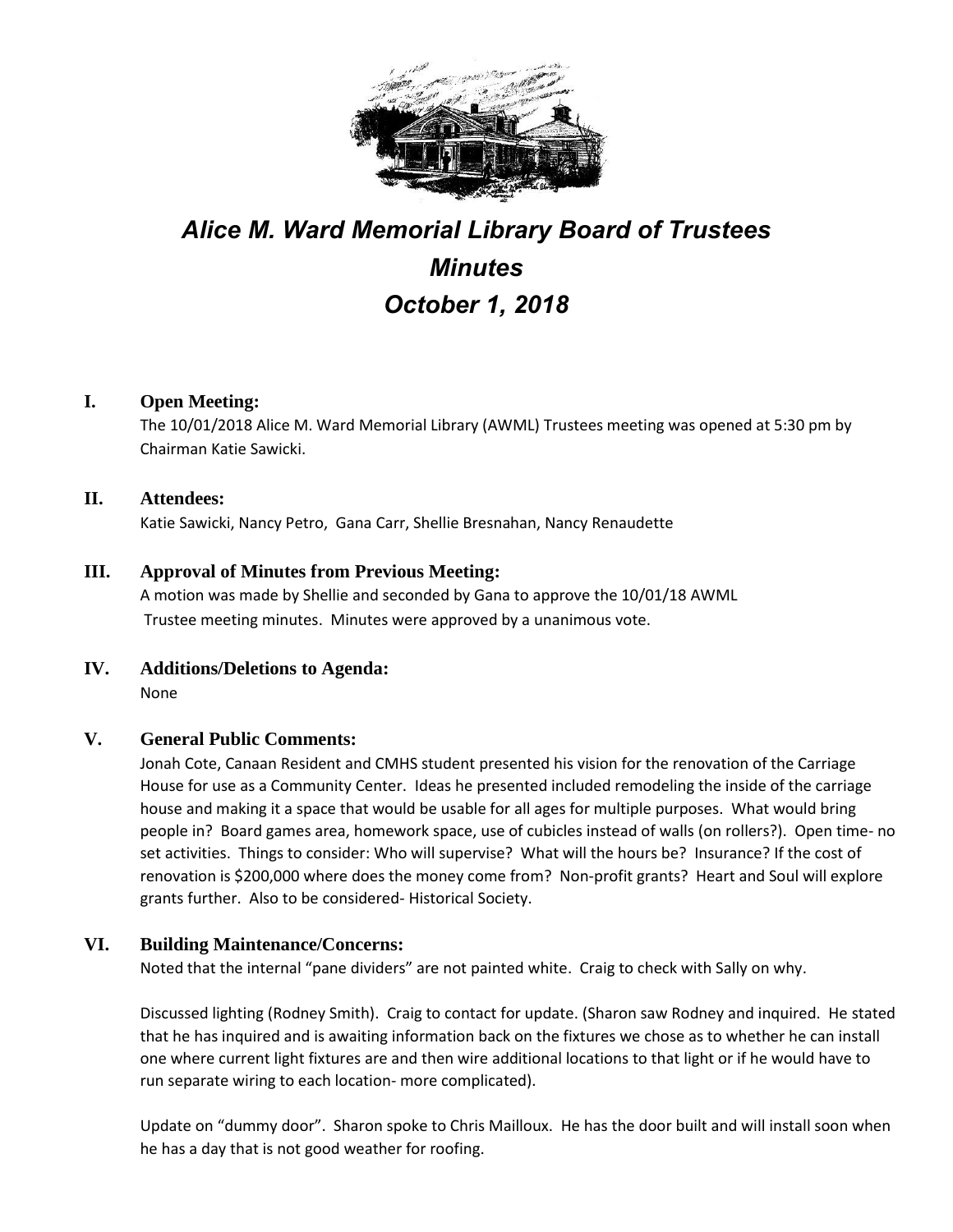# *Alice M. Ward Memorial Library Board of Trustees*
# *Minutes*
# *October 1, 2018*

## I. Open Meeting:

The 10/01/2018 Alice M. Ward Memorial Library (AWML) Trustees meeting was opened at 5:30 pm by Chairman Katie Sawicki.

## II. Attendees:

Katie Sawicki, Nancy Petro, Gana Carr, Shellie Bresnahan, Nancy Renaudette

## III. Approval of Minutes from Previous Meeting:

A motion was made by Shellie and seconded by Gana to approve the 10/01/18 AWML Trustee meeting minutes. Minutes were approved by a unanimous vote.

## IV. Additions/Deletions to Agenda:

None

## V. General Public Comments:

Jonah Cote, Canaan Resident and CMHS student presented his vision for the renovation of the Carriage House for use as a Community Center. Ideas he presented included remodeling the inside of the carriage house and making it a space that would be usable for all ages for multiple purposes. What would bring people in? Board games area, homework space, use of cubicles instead of walls (on rollers?). Open time- no set activities. Things to consider: Who will supervise? What will the hours be? Insurance? If the cost of renovation is $200,000 where does the money come from? Non-profit grants? Heart and Soul will explore grants further. Also to be considered- Historical Society.

## VI. Building Maintenance/Concerns:

Noted that the internal "pane dividers" are not painted white. Craig to check with Sally on why.

Discussed lighting (Rodney Smith). Craig to contact for update. (Sharon saw Rodney and inquired. He stated that he has inquired and is awaiting information back on the fixtures we chose as to whether he can install one where current light fixtures are and then wire additional locations to that light or if he would have to run separate wiring to each location- more complicated).

Update on "dummy door". Sharon spoke to Chris Mailloux. He has the door built and will install soon when he has a day that is not good weather for roofing.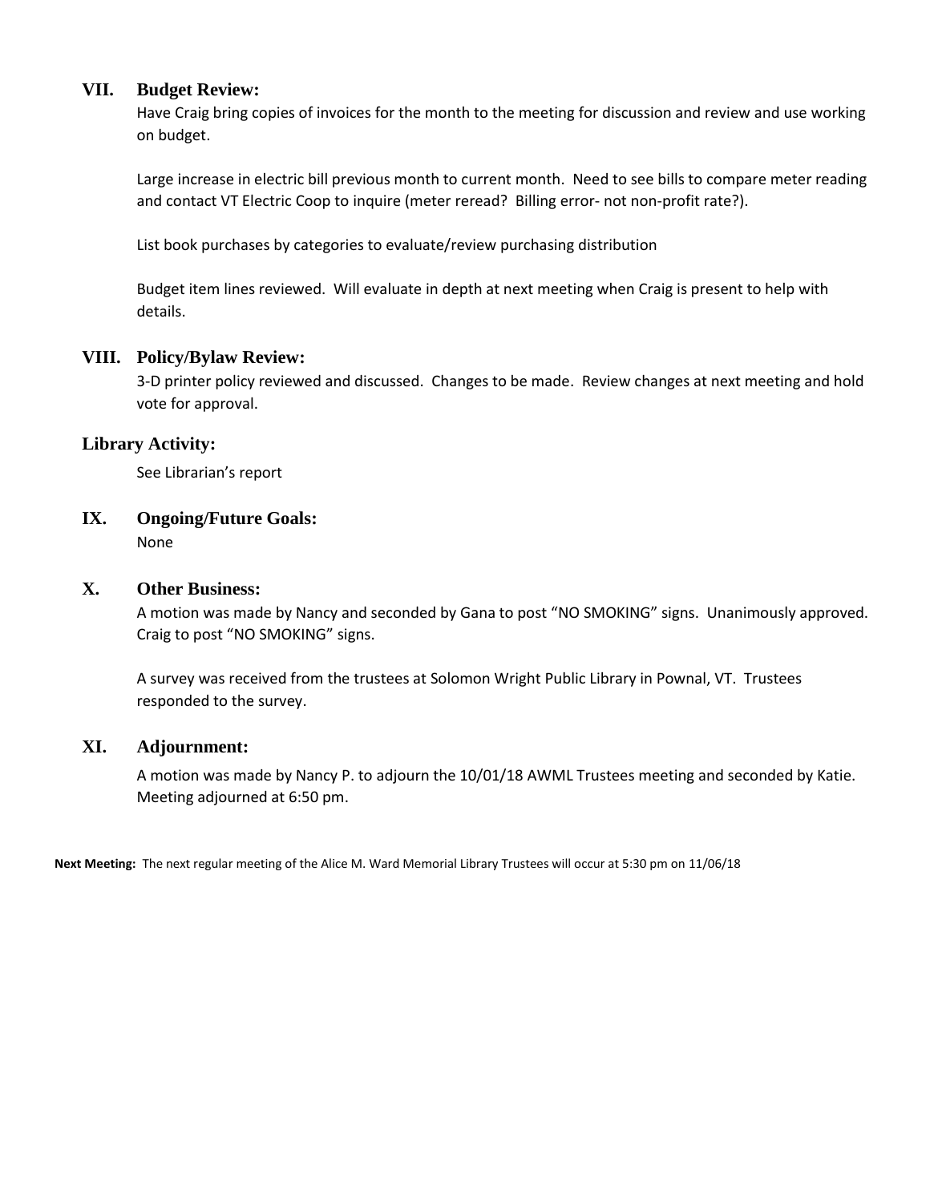## VII. Budget Review:

Have Craig bring copies of invoices for the month to the meeting for discussion and review and use working on budget.

Large increase in electric bill previous month to current month. Need to see bills to compare meter reading and contact VT Electric Coop to inquire (meter reread? Billing error- not non-profit rate?).

List book purchases by categories to evaluate/review purchasing distribution

Budget item lines reviewed. Will evaluate in depth at next meeting when Craig is present to help with details.

## VIII. Policy/Bylaw Review:

3-D printer policy reviewed and discussed. Changes to be made. Review changes at next meeting and hold vote for approval.

## Library Activity:

See Librarian's report

## IX. Ongoing/Future Goals:

None

## X. Other Business:

A motion was made by Nancy and seconded by Gana to post "NO SMOKING" signs. Unanimously approved. Craig to post "NO SMOKING" signs.

A survey was received from the trustees at Solomon Wright Public Library in Pownal, VT. Trustees responded to the survey.

## XI. Adjournment:

A motion was made by Nancy P. to adjourn the 10/01/18 AWML Trustees meeting and seconded by Katie. Meeting adjourned at 6:50 pm.

**Next Meeting:** The next regular meeting of the Alice M. Ward Memorial Library Trustees will occur at 5:30 pm on 11/06/18